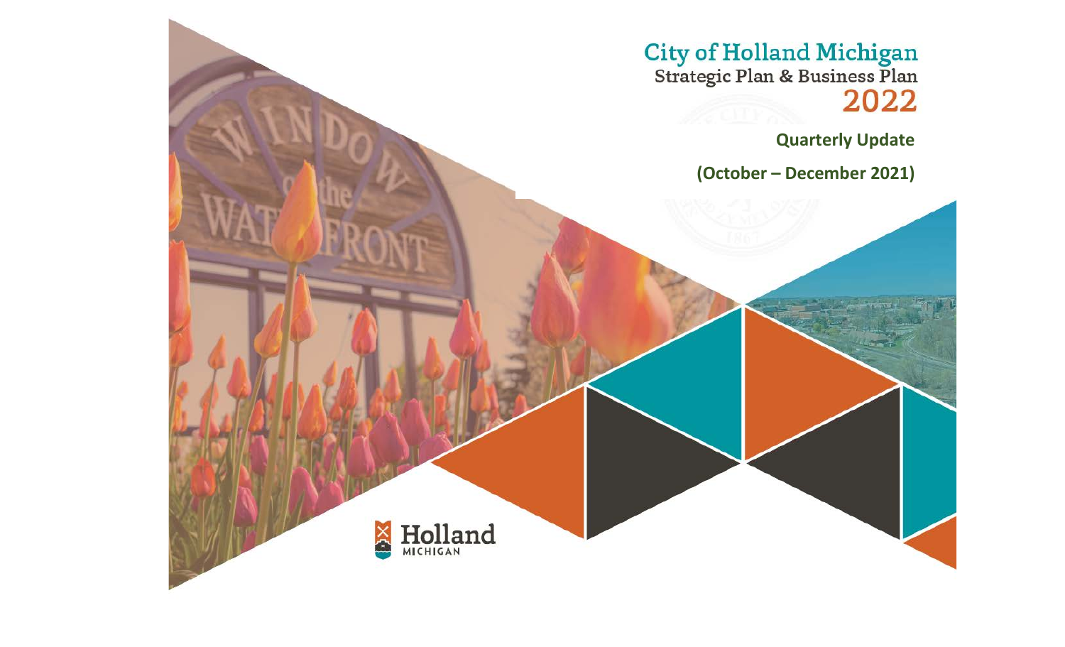# City of Holland Michigan

## Strategic Plan & Business Plan

## 2022

**Quarterly Update**

**(October – December 2021)**

Holland
MICHIGAN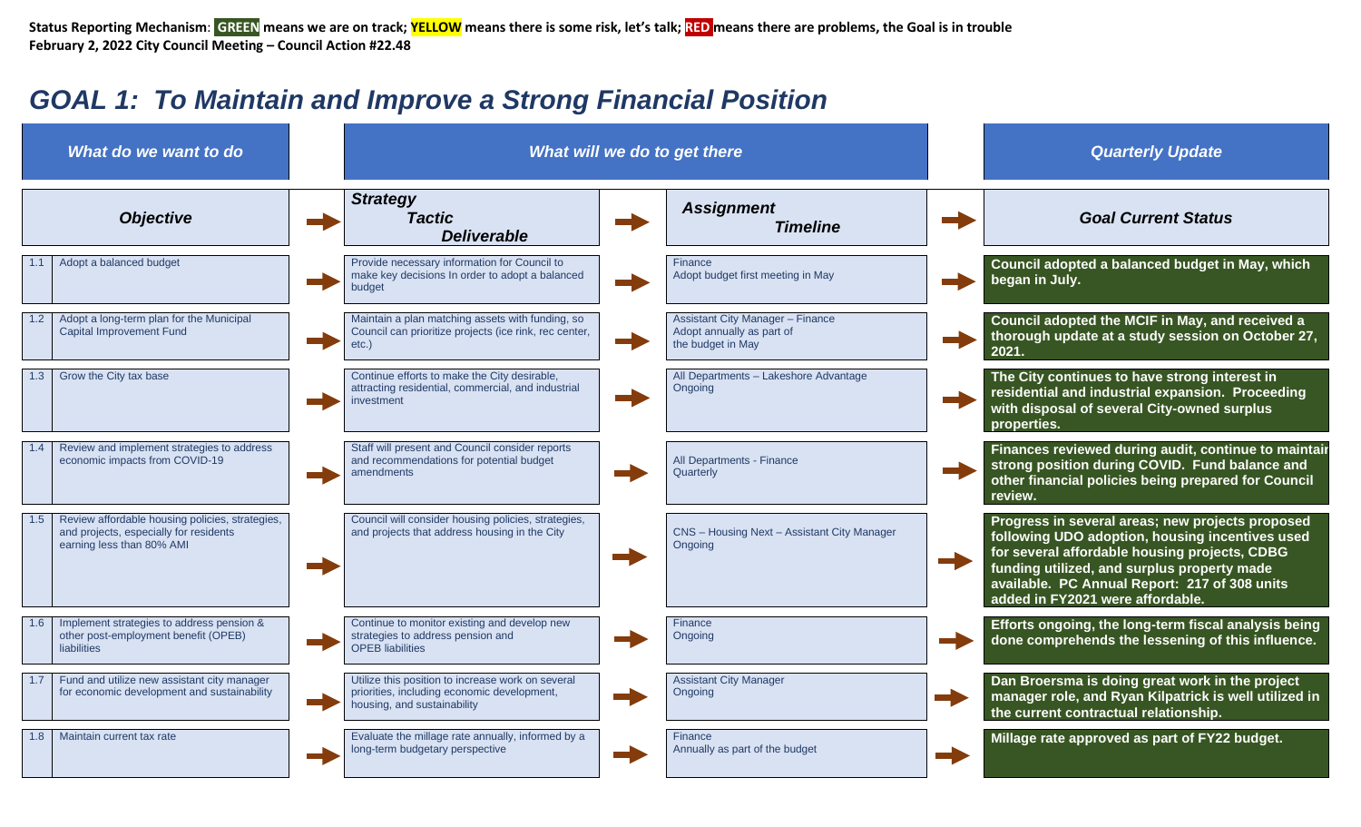**Status Reporting Mechanism**: **GREEN** means we are on track; **YELLOW** means there is some risk, let's talk; **RED** means there are problems, the Goal is in trouble
**February 2, 2022 City Council Meeting – Council Action #22.48**

# GOAL 1: To Maintain and Improve a Strong Financial Position

| What do we want to do | | What will we do to get there | | Quarterly Update |
|---|---|---|---|---|
| **Objective** | | **Strategy / Tactic / Deliverable** | **Assignment / Timeline** | **Goal Current Status** |
| 1.1 | Adopt a balanced budget | Provide necessary information for Council to make key decisions In order to adopt a balanced budget | Finance<br>Adopt budget first meeting in May | **Council adopted a balanced budget in May, which began in July.** |
| 1.2 | Adopt a long-term plan for the Municipal Capital Improvement Fund | Maintain a plan matching assets with funding, so Council can prioritize projects (ice rink, rec center, etc.) | Assistant City Manager – Finance<br>Adopt annually as part of the budget in May | **Council adopted the MCIF in May, and received a thorough update at a study session on October 27, 2021.** |
| 1.3 | Grow the City tax base | Continue efforts to make the City desirable, attracting residential, commercial, and industrial investment | All Departments – Lakeshore Advantage<br>Ongoing | **The City continues to have strong interest in residential and industrial expansion. Proceeding with disposal of several City-owned surplus properties.** |
| 1.4 | Review and implement strategies to address economic impacts from COVID-19 | Staff will present and Council consider reports and recommendations for potential budget amendments | All Departments - Finance<br>Quarterly | **Finances reviewed during audit, continue to maintain strong position during COVID. Fund balance and other financial policies being prepared for Council review.** |
| 1.5 | Review affordable housing policies, strategies, and projects, especially for residents earning less than 80% AMI | Council will consider housing policies, strategies, and projects that address housing in the City | CNS – Housing Next – Assistant City Manager<br>Ongoing | **Progress in several areas; new projects proposed following UDO adoption, housing incentives used for several affordable housing projects, CDBG funding utilized, and surplus property made available. PC Annual Report: 217 of 308 units added in FY2021 were affordable.** |
| 1.6 | Implement strategies to address pension & other post-employment benefit (OPEB) liabilities | Continue to monitor existing and develop new strategies to address pension and OPEB liabilities | Finance<br>Ongoing | **Efforts ongoing, the long-term fiscal analysis being done comprehends the lessening of this influence.** |
| 1.7 | Fund and utilize new assistant city manager for economic development and sustainability | Utilize this position to increase work on several priorities, including economic development, housing, and sustainability | Assistant City Manager<br>Ongoing | **Dan Broersma is doing great work in the project manager role, and Ryan Kilpatrick is well utilized in the current contractual relationship.** |
| 1.8 | Maintain current tax rate | Evaluate the millage rate annually, informed by a long-term budgetary perspective | Finance<br>Annually as part of the budget | **Millage rate approved as part of FY22 budget.** |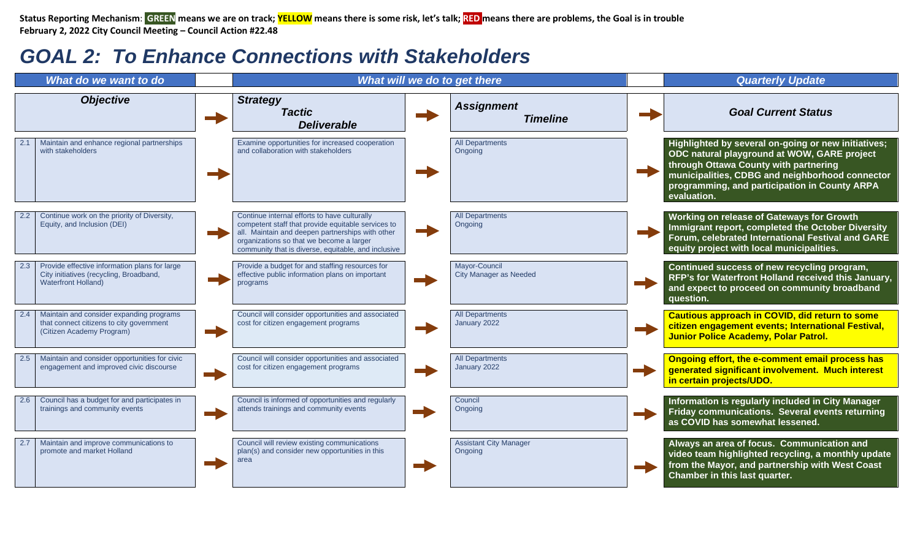**Status Reporting Mechanism**: **GREEN** means we are on track; **YELLOW** means there is some risk, let's talk; **RED** means there are problems, the Goal is in trouble
**February 2, 2022 City Council Meeting – Council Action #22.48**

# GOAL 2: To Enhance Connections with Stakeholders

| What do we want to do | | What will we do to get there | | Quarterly Update |
|---|---|---|---|---|
| **Objective** | | **Strategy / Tactic / Deliverable** | **Assignment / Timeline** | **Goal Current Status** |
| 2.1 | Maintain and enhance regional partnerships with stakeholders | Examine opportunities for increased cooperation and collaboration with stakeholders | All Departments<br>Ongoing | **Highlighted by several on-going or new initiatives; ODC natural playground at WOW, GARE project through Ottawa County with partnering municipalities, CDBG and neighborhood connector programming, and participation in County ARPA evaluation.** (GREEN) |
| 2.2 | Continue work on the priority of Diversity, Equity, and Inclusion (DEI) | Continue internal efforts to have culturally competent staff that provide equitable services to all. Maintain and deepen partnerships with other organizations so that we become a larger community that is diverse, equitable, and inclusive | All Departments<br>Ongoing | **Working on release of Gateways for Growth Immigrant report, completed the October Diversity Forum, celebrated International Festival and GARE equity project with local municipalities.** (GREEN) |
| 2.3 | Provide effective information plans for large City initiatives (recycling, Broadband, Waterfront Holland) | Provide a budget for and staffing resources for effective public information plans on important programs | Mayor-Council<br>City Manager as Needed | **Continued success of new recycling program, RFP's for Waterfront Holland received this January, and expect to proceed on community broadband question.** (GREEN) |
| 2.4 | Maintain and consider expanding programs that connect citizens to city government (Citizen Academy Program) | Council will consider opportunities and associated cost for citizen engagement programs | All Departments<br>January 2022 | **Cautious approach in COVID, did return to some citizen engagement events; International Festival, Junior Police Academy, Polar Patrol.** (YELLOW) |
| 2.5 | Maintain and consider opportunities for civic engagement and improved civic discourse | Council will consider opportunities and associated cost for citizen engagement programs | All Departments<br>January 2022 | **Ongoing effort, the e-comment email process has generated significant involvement. Much interest in certain projects/UDO.** (YELLOW) |
| 2.6 | Council has a budget for and participates in trainings and community events | Council is informed of opportunities and regularly attends trainings and community events | Council<br>Ongoing | **Information is regularly included in City Manager Friday communications. Several events returning as COVID has somewhat lessened.** (GREEN) |
| 2.7 | Maintain and improve communications to promote and market Holland | Council will review existing communications plan(s) and consider new opportunities in this area | Assistant City Manager<br>Ongoing | **Always an area of focus. Communication and video team highlighted recycling, a monthly update from the Mayor, and partnership with West Coast Chamber in this last quarter.** (GREEN) |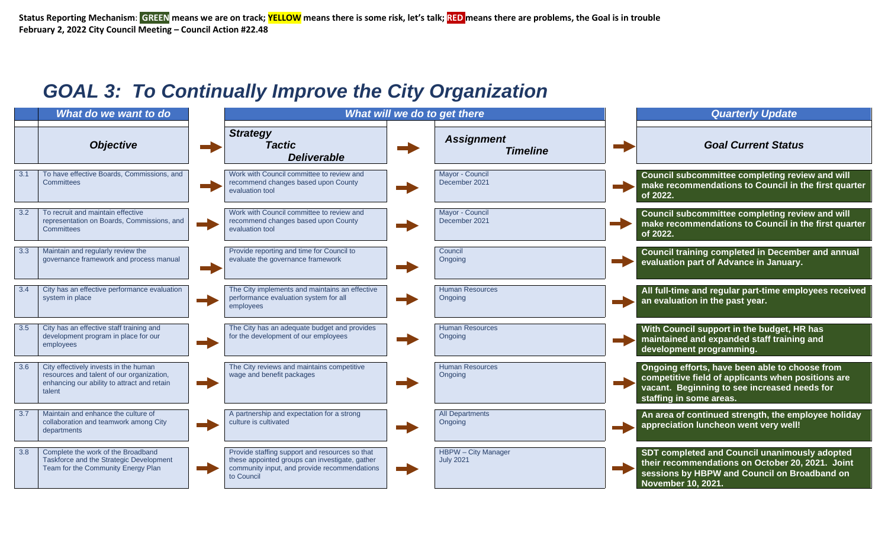**Status Reporting Mechanism**: **GREEN** means we are on track; **YELLOW** means there is some risk, let's talk; **RED** means there are problems, the Goal is in trouble

**February 2, 2022 City Council Meeting – Council Action #22.48**

# *GOAL 3: To Continually Improve the City Organization*

| | *What do we want to do* | *What will we do to get there* | | *Quarterly Update* |
|---|---|---|---|---|
| | ***Objective*** | ***Strategy / Tactic / Deliverable*** | ***Assignment / Timeline*** | ***Goal Current Status*** |
| 3.1 | To have effective Boards, Commissions, and Committees | Work with Council committee to review and recommend changes based upon County evaluation tool | Mayor - Council<br>December 2021 | **Council subcommittee completing review and will make recommendations to Council in the first quarter of 2022.** |
| 3.2 | To recruit and maintain effective representation on Boards, Commissions, and Committees | Work with Council committee to review and recommend changes based upon County evaluation tool | Mayor - Council<br>December 2021 | **Council subcommittee completing review and will make recommendations to Council in the first quarter of 2022.** |
| 3.3 | Maintain and regularly review the governance framework and process manual | Provide reporting and time for Council to evaluate the governance framework | Council<br>Ongoing | **Council training completed in December and annual evaluation part of Advance in January.** |
| 3.4 | City has an effective performance evaluation system in place | The City implements and maintains an effective performance evaluation system for all employees | Human Resources<br>Ongoing | **All full-time and regular part-time employees received an evaluation in the past year.** |
| 3.5 | City has an effective staff training and development program in place for our employees | The City has an adequate budget and provides for the development of our employees | Human Resources<br>Ongoing | **With Council support in the budget, HR has maintained and expanded staff training and development programming.** |
| 3.6 | City effectively invests in the human resources and talent of our organization, enhancing our ability to attract and retain talent | The City reviews and maintains competitive wage and benefit packages | Human Resources<br>Ongoing | **Ongoing efforts, have been able to choose from competitive field of applicants when positions are vacant. Beginning to see increased needs for staffing in some areas.** |
| 3.7 | Maintain and enhance the culture of collaboration and teamwork among City departments | A partnership and expectation for a strong culture is cultivated | All Departments<br>Ongoing | **An area of continued strength, the employee holiday appreciation luncheon went very well!** |
| 3.8 | Complete the work of the Broadband Taskforce and the Strategic Development Team for the Community Energy Plan | Provide staffing support and resources so that these appointed groups can investigate, gather community input, and provide recommendations to Council | HBPW – City Manager<br>July 2021 | **SDT completed and Council unanimously adopted their recommendations on October 20, 2021. Joint sessions by HBPW and Council on Broadband on November 10, 2021.** |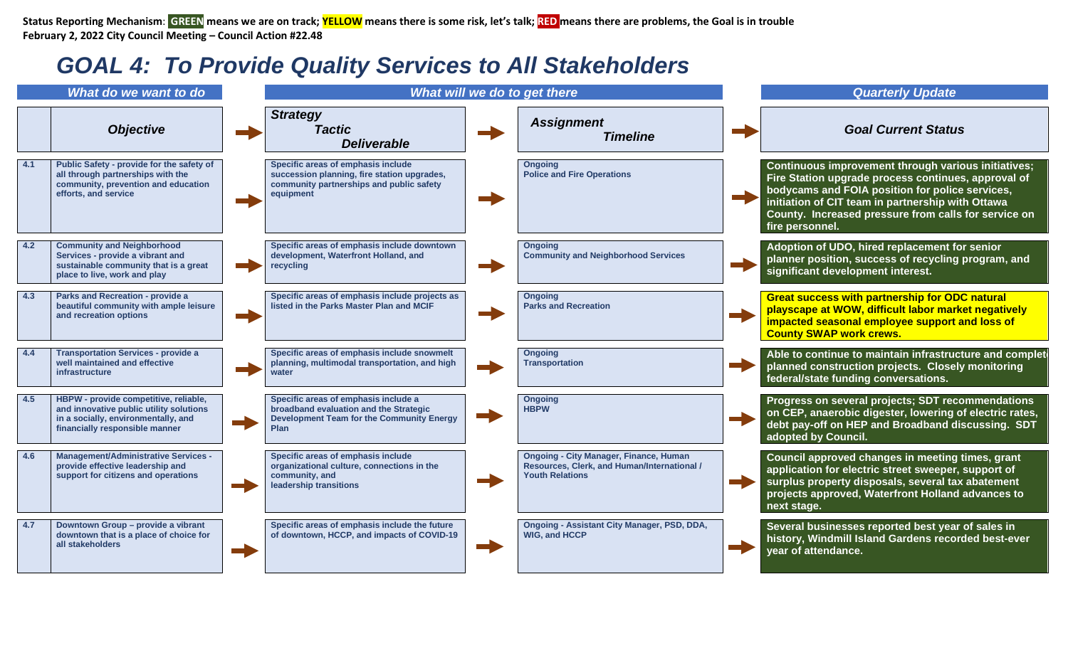**Status Reporting Mechanism**: **GREEN** means we are on track; **YELLOW** means there is some risk, let's talk; **RED** means there are problems, the Goal is in trouble

**February 2, 2022 City Council Meeting – Council Action #22.48**

# *GOAL 4: To Provide Quality Services to All Stakeholders*

| *What do we want to do* | | *What will we do to get there* | | *Quarterly Update* |
|---|---|---|---|---|
| | ***Objective*** | ***Strategy / Tactic / Deliverable*** | ***Assignment / Timeline*** | ***Goal Current Status*** |
| 4.1 | Public Safety - provide for the safety of all through partnerships with the community, prevention and education efforts, and service | Specific areas of emphasis include succession planning, fire station upgrades, community partnerships and public safety equipment | Ongoing<br>Police and Fire Operations | Continuous improvement through various initiatives; Fire Station upgrade process continues, approval of bodycams and FOIA position for police services, initiation of CIT team in partnership with Ottawa County. Increased pressure from calls for service on fire personnel. |
| 4.2 | Community and Neighborhood Services - provide a vibrant and sustainable community that is a great place to live, work and play | Specific areas of emphasis include downtown development, Waterfront Holland, and recycling | Ongoing<br>Community and Neighborhood Services | Adoption of UDO, hired replacement for senior planner position, success of recycling program, and significant development interest. |
| 4.3 | Parks and Recreation - provide a beautiful community with ample leisure and recreation options | Specific areas of emphasis include projects as listed in the Parks Master Plan and MCIF | Ongoing<br>Parks and Recreation | Great success with partnership for ODC natural playscape at WOW, difficult labor market negatively impacted seasonal employee support and loss of County SWAP work crews. |
| 4.4 | Transportation Services - provide a well maintained and effective infrastructure | Specific areas of emphasis include snowmelt planning, multimodal transportation, and high water | Ongoing<br>Transportation | Able to continue to maintain infrastructure and complet planned construction projects. Closely monitoring federal/state funding conversations. |
| 4.5 | HBPW - provide competitive, reliable, and innovative public utility solutions in a socially, environmentally, and financially responsible manner | Specific areas of emphasis include a broadband evaluation and the Strategic Development Team for the Community Energy Plan | Ongoing<br>HBPW | Progress on several projects; SDT recommendations on CEP, anaerobic digester, lowering of electric rates, debt pay-off on HEP and Broadband discussing. SDT adopted by Council. |
| 4.6 | Management/Administrative Services - provide effective leadership and support for citizens and operations | Specific areas of emphasis include organizational culture, connections in the community, and leadership transitions | Ongoing - City Manager, Finance, Human Resources, Clerk, and Human/International / Youth Relations | Council approved changes in meeting times, grant application for electric street sweeper, support of surplus property disposals, several tax abatement projects approved, Waterfront Holland advances to next stage. |
| 4.7 | Downtown Group – provide a vibrant downtown that is a place of choice for all stakeholders | Specific areas of emphasis include the future of downtown, HCCP, and impacts of COVID-19 | Ongoing - Assistant City Manager, PSD, DDA, WIG, and HCCP | Several businesses reported best year of sales in history, Windmill Island Gardens recorded best-ever year of attendance. |